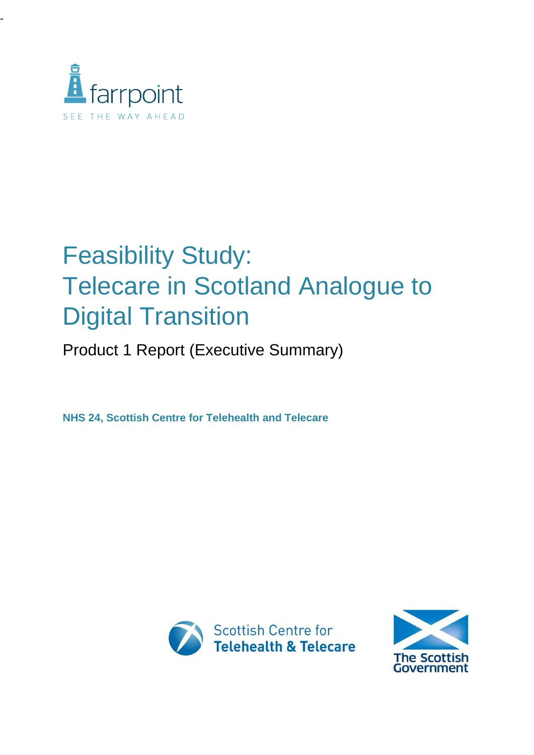farrpoint

SEE THE WAY AHEAD

# Feasibility Study: Telecare in Scotland Analogue to Digital Transition

Product 1 Report (Executive Summary)

**NHS 24, Scottish Centre for Telehealth and Telecare**

Scottish Centre for **Telehealth & Telecare**

The Scottish Government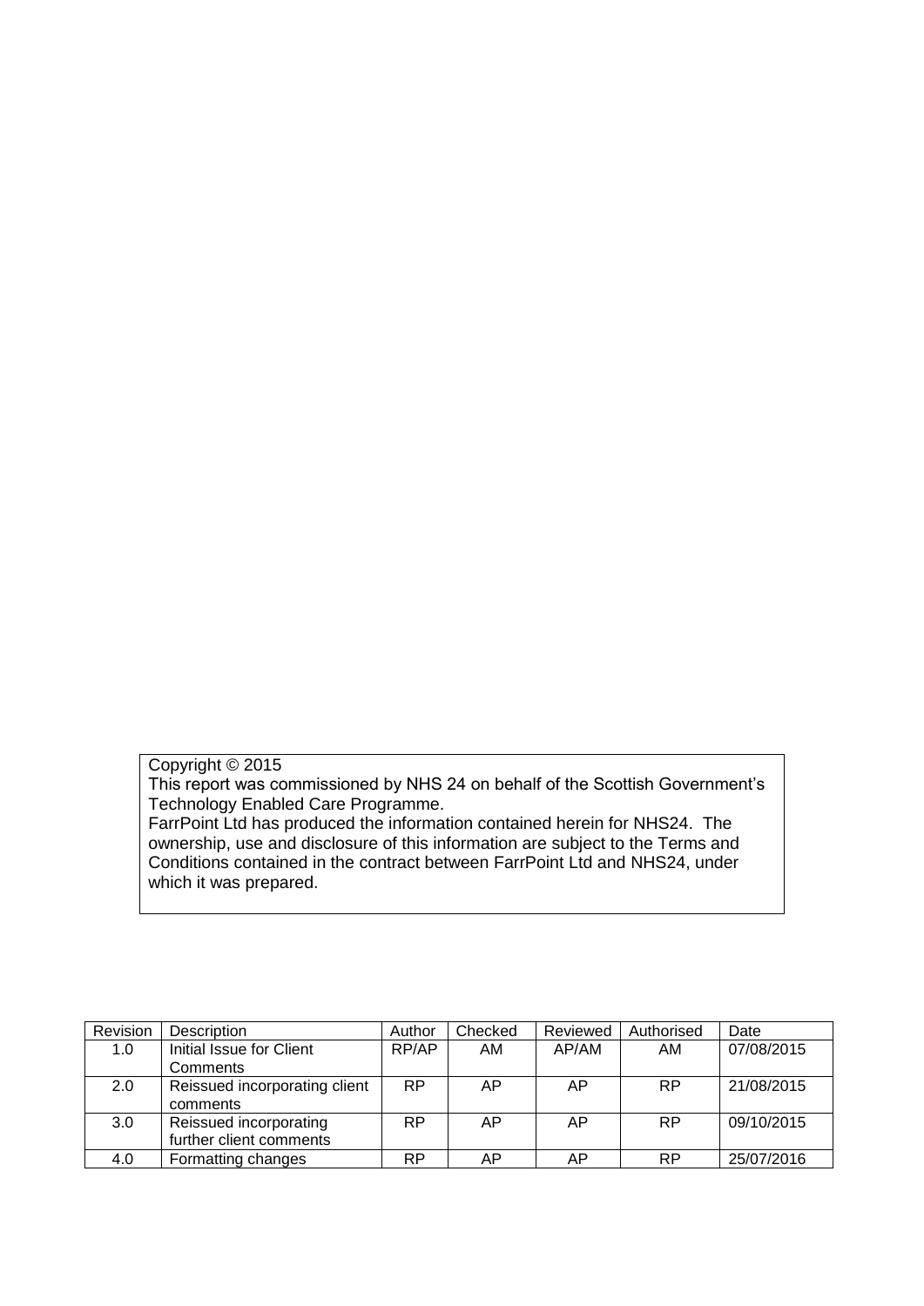Copyright © 2015
This report was commissioned by NHS 24 on behalf of the Scottish Government's Technology Enabled Care Programme.
FarrPoint Ltd has produced the information contained herein for NHS24. The ownership, use and disclosure of this information are subject to the Terms and Conditions contained in the contract between FarrPoint Ltd and NHS24, under which it was prepared.

| Revision | Description | Author | Checked | Reviewed | Authorised | Date |
|---|---|---|---|---|---|---|
| 1.0 | Initial Issue for Client Comments | RP/AP | AM | AP/AM | AM | 07/08/2015 |
| 2.0 | Reissued incorporating client comments | RP | AP | AP | RP | 21/08/2015 |
| 3.0 | Reissued incorporating further client comments | RP | AP | AP | RP | 09/10/2015 |
| 4.0 | Formatting changes | RP | AP | AP | RP | 25/07/2016 |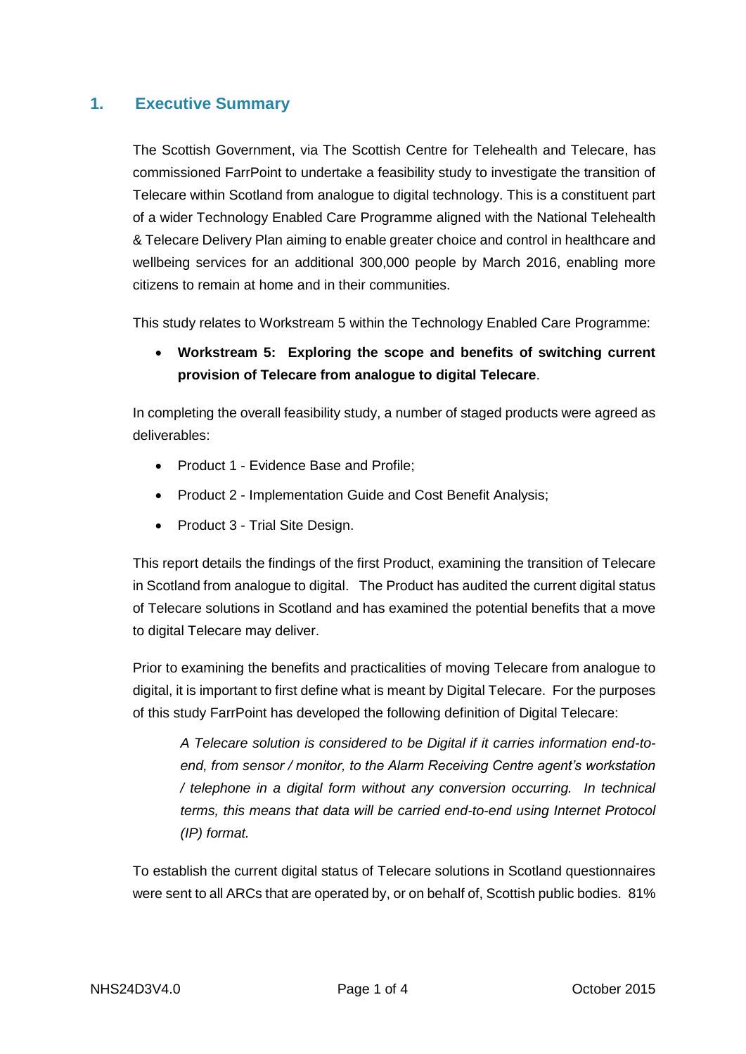## 1. Executive Summary

The Scottish Government, via The Scottish Centre for Telehealth and Telecare, has commissioned FarrPoint to undertake a feasibility study to investigate the transition of Telecare within Scotland from analogue to digital technology. This is a constituent part of a wider Technology Enabled Care Programme aligned with the National Telehealth & Telecare Delivery Plan aiming to enable greater choice and control in healthcare and wellbeing services for an additional 300,000 people by March 2016, enabling more citizens to remain at home and in their communities.

This study relates to Workstream 5 within the Technology Enabled Care Programme:

- **Workstream 5: Exploring the scope and benefits of switching current provision of Telecare from analogue to digital Telecare**.

In completing the overall feasibility study, a number of staged products were agreed as deliverables:

- Product 1 - Evidence Base and Profile;
- Product 2 - Implementation Guide and Cost Benefit Analysis;
- Product 3 - Trial Site Design.

This report details the findings of the first Product, examining the transition of Telecare in Scotland from analogue to digital. The Product has audited the current digital status of Telecare solutions in Scotland and has examined the potential benefits that a move to digital Telecare may deliver.

Prior to examining the benefits and practicalities of moving Telecare from analogue to digital, it is important to first define what is meant by Digital Telecare. For the purposes of this study FarrPoint has developed the following definition of Digital Telecare:

> *A Telecare solution is considered to be Digital if it carries information end-to-end, from sensor / monitor, to the Alarm Receiving Centre agent's workstation / telephone in a digital form without any conversion occurring. In technical terms, this means that data will be carried end-to-end using Internet Protocol (IP) format.*

To establish the current digital status of Telecare solutions in Scotland questionnaires were sent to all ARCs that are operated by, or on behalf of, Scottish public bodies. 81%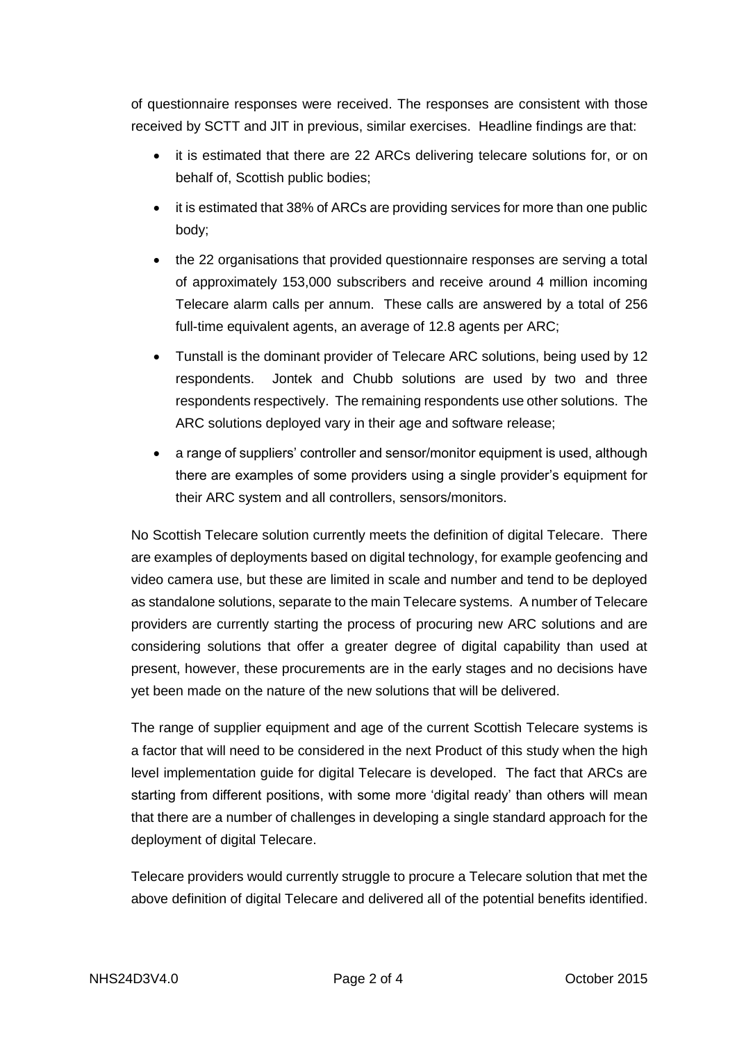of questionnaire responses were received. The responses are consistent with those received by SCTT and JIT in previous, similar exercises. Headline findings are that:

- it is estimated that there are 22 ARCs delivering telecare solutions for, or on behalf of, Scottish public bodies;
- it is estimated that 38% of ARCs are providing services for more than one public body;
- the 22 organisations that provided questionnaire responses are serving a total of approximately 153,000 subscribers and receive around 4 million incoming Telecare alarm calls per annum. These calls are answered by a total of 256 full-time equivalent agents, an average of 12.8 agents per ARC;
- Tunstall is the dominant provider of Telecare ARC solutions, being used by 12 respondents. Jontek and Chubb solutions are used by two and three respondents respectively. The remaining respondents use other solutions. The ARC solutions deployed vary in their age and software release;
- a range of suppliers' controller and sensor/monitor equipment is used, although there are examples of some providers using a single provider's equipment for their ARC system and all controllers, sensors/monitors.

No Scottish Telecare solution currently meets the definition of digital Telecare. There are examples of deployments based on digital technology, for example geofencing and video camera use, but these are limited in scale and number and tend to be deployed as standalone solutions, separate to the main Telecare systems. A number of Telecare providers are currently starting the process of procuring new ARC solutions and are considering solutions that offer a greater degree of digital capability than used at present, however, these procurements are in the early stages and no decisions have yet been made on the nature of the new solutions that will be delivered.

The range of supplier equipment and age of the current Scottish Telecare systems is a factor that will need to be considered in the next Product of this study when the high level implementation guide for digital Telecare is developed. The fact that ARCs are starting from different positions, with some more 'digital ready' than others will mean that there are a number of challenges in developing a single standard approach for the deployment of digital Telecare.

Telecare providers would currently struggle to procure a Telecare solution that met the above definition of digital Telecare and delivered all of the potential benefits identified.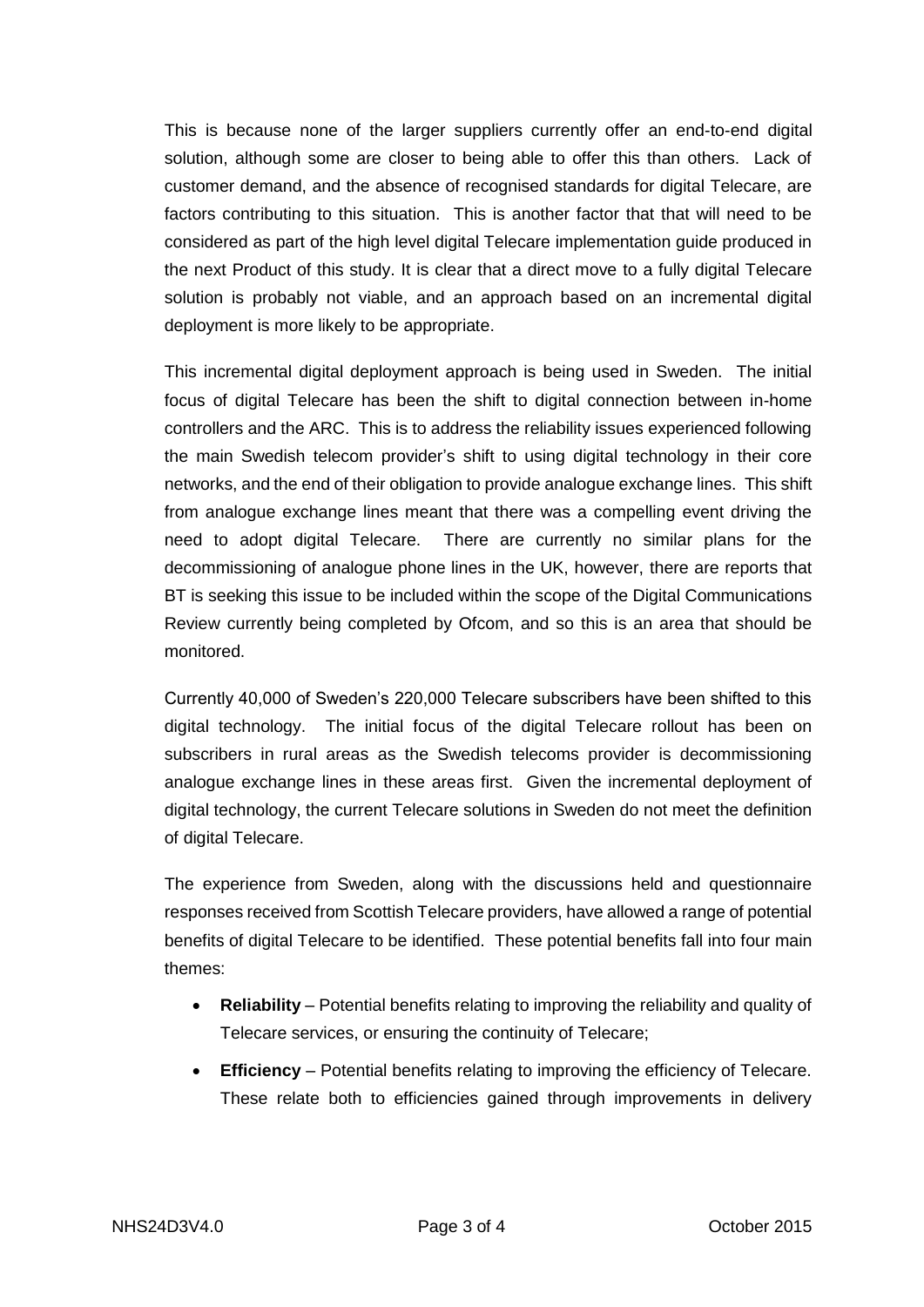This is because none of the larger suppliers currently offer an end-to-end digital solution, although some are closer to being able to offer this than others. Lack of customer demand, and the absence of recognised standards for digital Telecare, are factors contributing to this situation. This is another factor that that will need to be considered as part of the high level digital Telecare implementation guide produced in the next Product of this study. It is clear that a direct move to a fully digital Telecare solution is probably not viable, and an approach based on an incremental digital deployment is more likely to be appropriate.

This incremental digital deployment approach is being used in Sweden. The initial focus of digital Telecare has been the shift to digital connection between in-home controllers and the ARC. This is to address the reliability issues experienced following the main Swedish telecom provider's shift to using digital technology in their core networks, and the end of their obligation to provide analogue exchange lines. This shift from analogue exchange lines meant that there was a compelling event driving the need to adopt digital Telecare. There are currently no similar plans for the decommissioning of analogue phone lines in the UK, however, there are reports that BT is seeking this issue to be included within the scope of the Digital Communications Review currently being completed by Ofcom, and so this is an area that should be monitored.

Currently 40,000 of Sweden's 220,000 Telecare subscribers have been shifted to this digital technology. The initial focus of the digital Telecare rollout has been on subscribers in rural areas as the Swedish telecoms provider is decommissioning analogue exchange lines in these areas first. Given the incremental deployment of digital technology, the current Telecare solutions in Sweden do not meet the definition of digital Telecare.

The experience from Sweden, along with the discussions held and questionnaire responses received from Scottish Telecare providers, have allowed a range of potential benefits of digital Telecare to be identified. These potential benefits fall into four main themes:

- **Reliability** – Potential benefits relating to improving the reliability and quality of Telecare services, or ensuring the continuity of Telecare;
- **Efficiency** – Potential benefits relating to improving the efficiency of Telecare. These relate both to efficiencies gained through improvements in delivery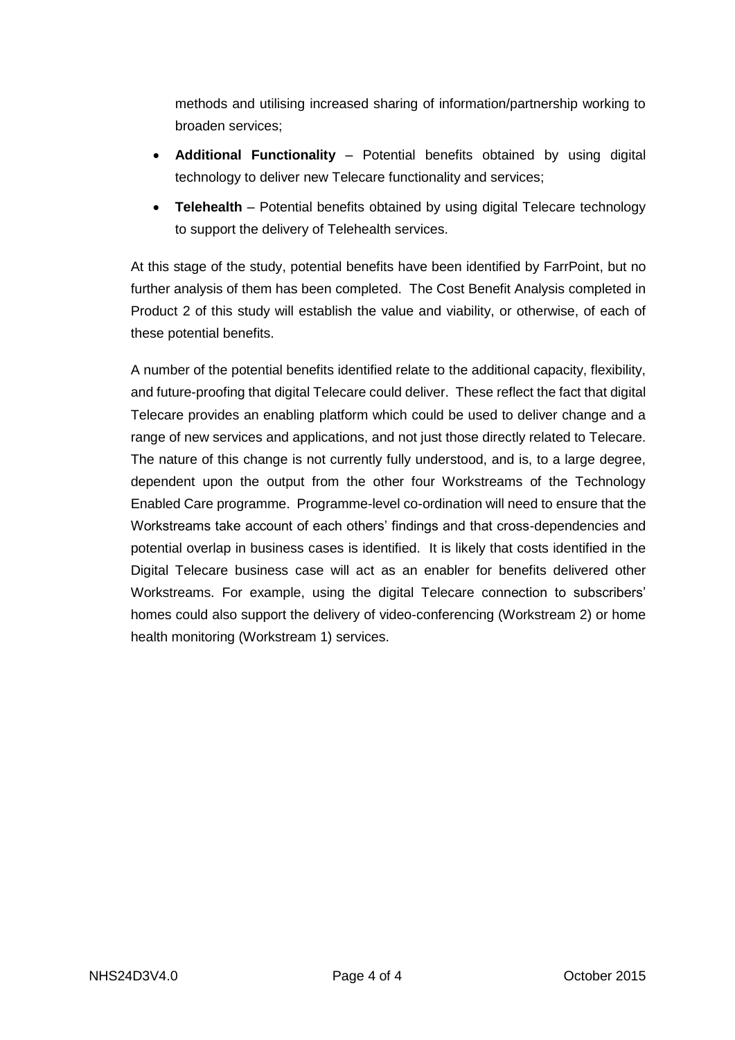methods and utilising increased sharing of information/partnership working to broaden services;

- **Additional Functionality** – Potential benefits obtained by using digital technology to deliver new Telecare functionality and services;
- **Telehealth** – Potential benefits obtained by using digital Telecare technology to support the delivery of Telehealth services.

At this stage of the study, potential benefits have been identified by FarrPoint, but no further analysis of them has been completed. The Cost Benefit Analysis completed in Product 2 of this study will establish the value and viability, or otherwise, of each of these potential benefits.

A number of the potential benefits identified relate to the additional capacity, flexibility, and future-proofing that digital Telecare could deliver. These reflect the fact that digital Telecare provides an enabling platform which could be used to deliver change and a range of new services and applications, and not just those directly related to Telecare. The nature of this change is not currently fully understood, and is, to a large degree, dependent upon the output from the other four Workstreams of the Technology Enabled Care programme. Programme-level co-ordination will need to ensure that the Workstreams take account of each others' findings and that cross-dependencies and potential overlap in business cases is identified. It is likely that costs identified in the Digital Telecare business case will act as an enabler for benefits delivered other Workstreams. For example, using the digital Telecare connection to subscribers' homes could also support the delivery of video-conferencing (Workstream 2) or home health monitoring (Workstream 1) services.